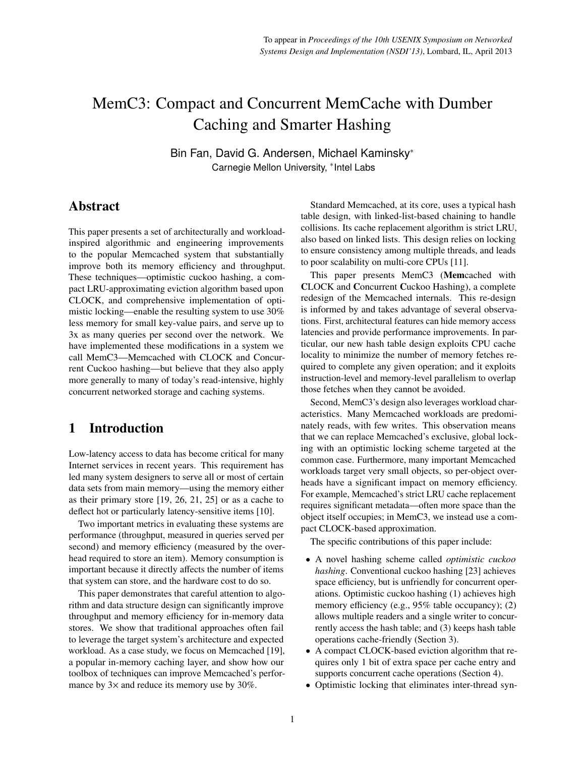To appear in *Proceedings of the 10th USENIX Symposium on Networked Systems Design and Implementation (NSDI'13)*, Lombard, IL, April 2013

# MemC3: Compact and Concurrent MemCache with Dumber Caching and Smarter Hashing

Bin Fan, David G. Andersen, Michael Kaminsky*

Carnegie Mellon University, *Intel Labs

## Abstract

This paper presents a set of architecturally and workload-inspired algorithmic and engineering improvements to the popular Memcached system that substantially improve both its memory efficiency and throughput. These techniques—optimistic cuckoo hashing, a compact LRU-approximating eviction algorithm based upon CLOCK, and comprehensive implementation of optimistic locking—enable the resulting system to use 30% less memory for small key-value pairs, and serve up to 3x as many queries per second over the network. We have implemented these modifications in a system we call MemC3—Memcached with CLOCK and Concurrent Cuckoo hashing—but believe that they also apply more generally to many of today's read-intensive, highly concurrent networked storage and caching systems.

## 1 Introduction

Low-latency access to data has become critical for many Internet services in recent years. This requirement has led many system designers to serve all or most of certain data sets from main memory—using the memory either as their primary store [19, 26, 21, 25] or as a cache to deflect hot or particularly latency-sensitive items [10].

Two important metrics in evaluating these systems are performance (throughput, measured in queries served per second) and memory efficiency (measured by the overhead required to store an item). Memory consumption is important because it directly affects the number of items that system can store, and the hardware cost to do so.

This paper demonstrates that careful attention to algorithm and data structure design can significantly improve throughput and memory efficiency for in-memory data stores. We show that traditional approaches often fail to leverage the target system's architecture and expected workload. As a case study, we focus on Memcached [19], a popular in-memory caching layer, and show how our toolbox of techniques can improve Memcached's performance by 3× and reduce its memory use by 30%.

Standard Memcached, at its core, uses a typical hash table design, with linked-list-based chaining to handle collisions. Its cache replacement algorithm is strict LRU, also based on linked lists. This design relies on locking to ensure consistency among multiple threads, and leads to poor scalability on multi-core CPUs [11].

This paper presents MemC3 (**Mem**cached with **C**LOCK and **C**oncurrent **C**uckoo Hashing), a complete redesign of the Memcached internals. This re-design is informed by and takes advantage of several observations. First, architectural features can hide memory access latencies and provide performance improvements. In particular, our new hash table design exploits CPU cache locality to minimize the number of memory fetches required to complete any given operation; and it exploits instruction-level and memory-level parallelism to overlap those fetches when they cannot be avoided.

Second, MemC3's design also leverages workload characteristics. Many Memcached workloads are predominately reads, with few writes. This observation means that we can replace Memcached's exclusive, global locking with an optimistic locking scheme targeted at the common case. Furthermore, many important Memcached workloads target very small objects, so per-object overheads have a significant impact on memory efficiency. For example, Memcached's strict LRU cache replacement requires significant metadata—often more space than the object itself occupies; in MemC3, we instead use a compact CLOCK-based approximation.

The specific contributions of this paper include:

- A novel hashing scheme called *optimistic cuckoo hashing*. Conventional cuckoo hashing [23] achieves space efficiency, but is unfriendly for concurrent operations. Optimistic cuckoo hashing (1) achieves high memory efficiency (e.g., 95% table occupancy); (2) allows multiple readers and a single writer to concurrently access the hash table; and (3) keeps hash table operations cache-friendly (Section 3).
- A compact CLOCK-based eviction algorithm that requires only 1 bit of extra space per cache entry and supports concurrent cache operations (Section 4).
- Optimistic locking that eliminates inter-thread syn-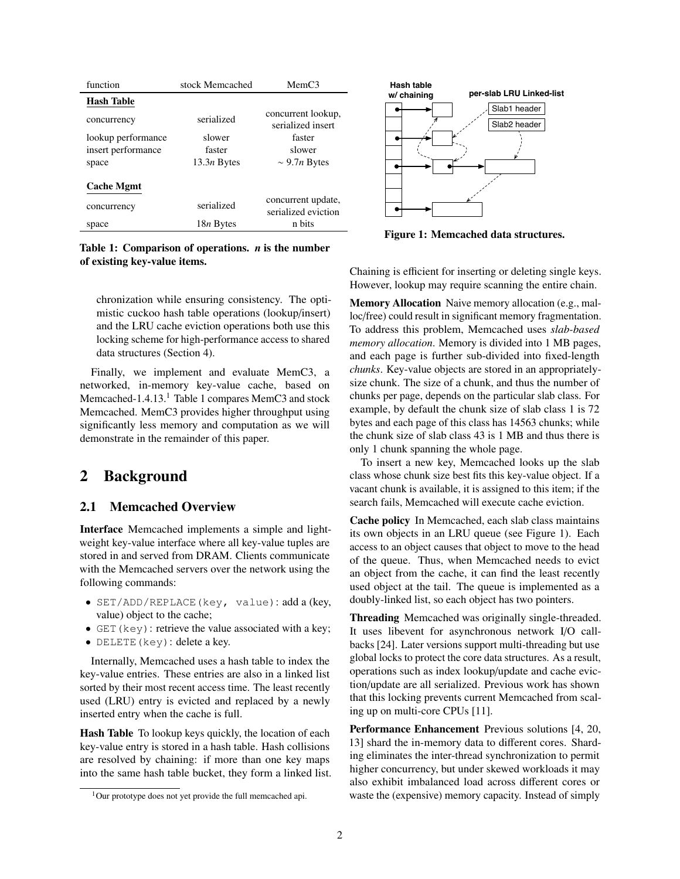| function | stock Memcached | MemC3 |
|---|---|---|
| **Hash Table** | | |
| concurrency | serialized | concurrent lookup, serialized insert |
| lookup performance | slower | faster |
| insert performance | faster | slower |
| space | $13.3n$ Bytes | $\sim 9.7n$ Bytes |
| **Cache Mgmt** | | |
| concurrency | serialized | concurrent update, serialized eviction |
| space | $18n$ Bytes | n bits |

**Table 1: Comparison of operations. $n$ is the number of existing key-value items.**

chronization while ensuring consistency. The optimistic cuckoo hash table operations (lookup/insert) and the LRU cache eviction operations both use this locking scheme for high-performance access to shared data structures (Section 4).

Finally, we implement and evaluate MemC3, a networked, in-memory key-value cache, based on Memcached-1.4.13.[1] Table 1 compares MemC3 and stock Memcached. MemC3 provides higher throughput using significantly less memory and computation as we will demonstrate in the remainder of this paper.

# 2 Background

## 2.1 Memcached Overview

**Interface** Memcached implements a simple and lightweight key-value interface where all key-value tuples are stored in and served from DRAM. Clients communicate with the Memcached servers over the network using the following commands:

- `SET/ADD/REPLACE(key, value)`: add a (key, value) object to the cache;
- `GET(key)`: retrieve the value associated with a key;
- `DELETE(key)`: delete a key.

Internally, Memcached uses a hash table to index the key-value entries. These entries are also in a linked list sorted by their most recent access time. The least recently used (LRU) entry is evicted and replaced by a newly inserted entry when the cache is full.

**Hash Table** To lookup keys quickly, the location of each key-value entry is stored in a hash table. Hash collisions are resolved by chaining: if more than one key maps into the same hash table bucket, they form a linked list.

[1] Our prototype does not yet provide the full memcached api.

Hash table w/ chaining | per-slab LRU Linked-list | Slab1 header | Slab2 header

**Figure 1: Memcached data structures.**

Chaining is efficient for inserting or deleting single keys. However, lookup may require scanning the entire chain.

**Memory Allocation** Naive memory allocation (e.g., malloc/free) could result in significant memory fragmentation. To address this problem, Memcached uses *slab-based memory allocation*. Memory is divided into 1 MB pages, and each page is further sub-divided into fixed-length *chunks*. Key-value objects are stored in an appropriately-size chunk. The size of a chunk, and thus the number of chunks per page, depends on the particular slab class. For example, by default the chunk size of slab class 1 is 72 bytes and each page of this class has 14563 chunks; while the chunk size of slab class 43 is 1 MB and thus there is only 1 chunk spanning the whole page.

To insert a new key, Memcached looks up the slab class whose chunk size best fits this key-value object. If a vacant chunk is available, it is assigned to this item; if the search fails, Memcached will execute cache eviction.

**Cache policy** In Memcached, each slab class maintains its own objects in an LRU queue (see Figure 1). Each access to an object causes that object to move to the head of the queue. Thus, when Memcached needs to evict an object from the cache, it can find the least recently used object at the tail. The queue is implemented as a doubly-linked list, so each object has two pointers.

**Threading** Memcached was originally single-threaded. It uses libevent for asynchronous network I/O callbacks [24]. Later versions support multi-threading but use global locks to protect the core data structures. As a result, operations such as index lookup/update and cache eviction/update are all serialized. Previous work has shown that this locking prevents current Memcached from scaling up on multi-core CPUs [11].

**Performance Enhancement** Previous solutions [4, 20, 13] shard the in-memory data to different cores. Sharding eliminates the inter-thread synchronization to permit higher concurrency, but under skewed workloads it may also exhibit imbalanced load across different cores or waste the (expensive) memory capacity. Instead of simply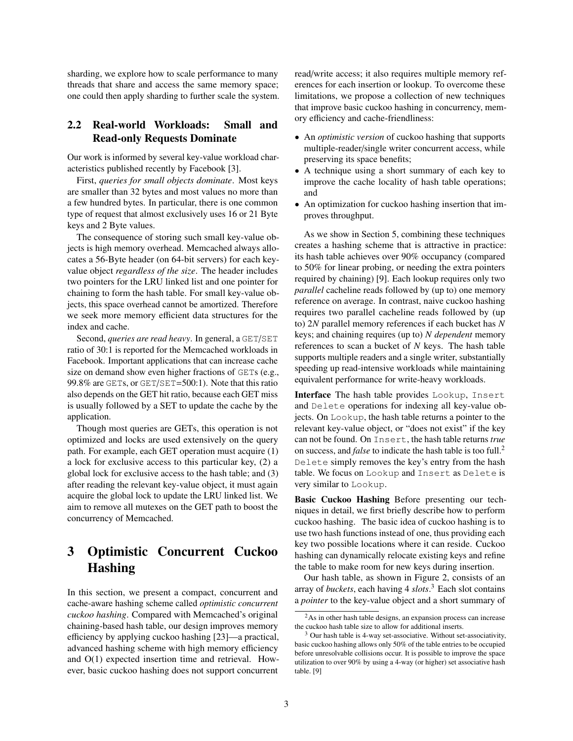sharding, we explore how to scale performance to many threads that share and access the same memory space; one could then apply sharding to further scale the system.

## 2.2 Real-world Workloads: Small and Read-only Requests Dominate

Our work is informed by several key-value workload characteristics published recently by Facebook [3].

First, *queries for small objects dominate*. Most keys are smaller than 32 bytes and most values no more than a few hundred bytes. In particular, there is one common type of request that almost exclusively uses 16 or 21 Byte keys and 2 Byte values.

The consequence of storing such small key-value objects is high memory overhead. Memcached always allocates a 56-Byte header (on 64-bit servers) for each key-value object *regardless of the size*. The header includes two pointers for the LRU linked list and one pointer for chaining to form the hash table. For small key-value objects, this space overhead cannot be amortized. Therefore we seek more memory efficient data structures for the index and cache.

Second, *queries are read heavy*. In general, a GET/SET ratio of 30:1 is reported for the Memcached workloads in Facebook. Important applications that can increase cache size on demand show even higher fractions of GETs (e.g., 99.8% are GETs, or GET/SET=500:1). Note that this ratio also depends on the GET hit ratio, because each GET miss is usually followed by a SET to update the cache by the application.

Though most queries are GETs, this operation is not optimized and locks are used extensively on the query path. For example, each GET operation must acquire (1) a lock for exclusive access to this particular key, (2) a global lock for exclusive access to the hash table; and (3) after reading the relevant key-value object, it must again acquire the global lock to update the LRU linked list. We aim to remove all mutexes on the GET path to boost the concurrency of Memcached.

# 3 Optimistic Concurrent Cuckoo Hashing

In this section, we present a compact, concurrent and cache-aware hashing scheme called *optimistic concurrent cuckoo hashing*. Compared with Memcached's original chaining-based hash table, our design improves memory efficiency by applying cuckoo hashing [23]—a practical, advanced hashing scheme with high memory efficiency and O(1) expected insertion time and retrieval. However, basic cuckoo hashing does not support concurrent read/write access; it also requires multiple memory references for each insertion or lookup. To overcome these limitations, we propose a collection of new techniques that improve basic cuckoo hashing in concurrency, memory efficiency and cache-friendliness:

- An *optimistic version* of cuckoo hashing that supports multiple-reader/single writer concurrent access, while preserving its space benefits;
- A technique using a short summary of each key to improve the cache locality of hash table operations; and
- An optimization for cuckoo hashing insertion that improves throughput.

As we show in Section 5, combining these techniques creates a hashing scheme that is attractive in practice: its hash table achieves over 90% occupancy (compared to 50% for linear probing, or needing the extra pointers required by chaining) [9]. Each lookup requires only two *parallel* cacheline reads followed by (up to) one memory reference on average. In contrast, naive cuckoo hashing requires two parallel cacheline reads followed by (up to) $2N$ parallel memory references if each bucket has $N$ keys; and chaining requires (up to) $N$ *dependent* memory references to scan a bucket of $N$ keys. The hash table supports multiple readers and a single writer, substantially speeding up read-intensive workloads while maintaining equivalent performance for write-heavy workloads.

**Interface** The hash table provides Lookup, Insert and Delete operations for indexing all key-value objects. On Lookup, the hash table returns a pointer to the relevant key-value object, or "does not exist" if the key can not be found. On Insert, the hash table returns *true* on success, and *false* to indicate the hash table is too full.[2] Delete simply removes the key's entry from the hash table. We focus on Lookup and Insert as Delete is very similar to Lookup.

**Basic Cuckoo Hashing** Before presenting our techniques in detail, we first briefly describe how to perform cuckoo hashing. The basic idea of cuckoo hashing is to use two hash functions instead of one, thus providing each key two possible locations where it can reside. Cuckoo hashing can dynamically relocate existing keys and refine the table to make room for new keys during insertion.

Our hash table, as shown in Figure 2, consists of an array of *buckets*, each having 4 *slots*.[3] Each slot contains a *pointer* to the key-value object and a short summary of

[2] As in other hash table designs, an expansion process can increase the cuckoo hash table size to allow for additional inserts.

[3] Our hash table is 4-way set-associative. Without set-associativity, basic cuckoo hashing allows only 50% of the table entries to be occupied before unresolvable collisions occur. It is possible to improve the space utilization to over 90% by using a 4-way (or higher) set associative hash table. [9]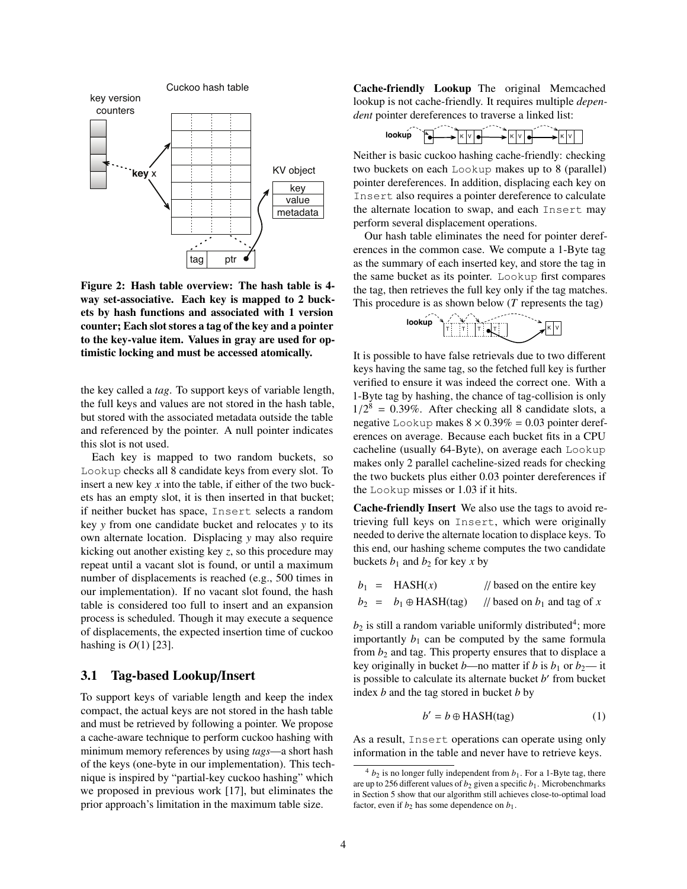Figure 2: Hash table overview: The hash table is 4-way set-associative. Each key is mapped to 2 buckets by hash functions and associated with 1 version counter; Each slot stores a tag of the key and a pointer to the key-value item. Values in gray are used for optimistic locking and must be accessed atomically.

the key called a *tag*. To support keys of variable length, the full keys and values are not stored in the hash table, but stored with the associated metadata outside the table and referenced by the pointer. A null pointer indicates this slot is not used.

Each key is mapped to two random buckets, so `Lookup` checks all 8 candidate keys from every slot. To insert a new key $x$ into the table, if either of the two buckets has an empty slot, it is then inserted in that bucket; if neither bucket has space, `Insert` selects a random key $y$ from one candidate bucket and relocates $y$ to its own alternate location. Displacing $y$ may also require kicking out another existing key $z$, so this procedure may repeat until a vacant slot is found, or until a maximum number of displacements is reached (e.g., 500 times in our implementation). If no vacant slot found, the hash table is considered too full to insert and an expansion process is scheduled. Though it may execute a sequence of displacements, the expected insertion time of cuckoo hashing is $O(1)$ [23].

## 3.1 Tag-based Lookup/Insert

To support keys of variable length and keep the index compact, the actual keys are not stored in the hash table and must be retrieved by following a pointer. We propose a cache-aware technique to perform cuckoo hashing with minimum memory references by using *tags*—a short hash of the keys (one-byte in our implementation). This technique is inspired by "partial-key cuckoo hashing" which we proposed in previous work [17], but eliminates the prior approach's limitation in the maximum table size.

**Cache-friendly Lookup** The original Memcached lookup is not cache-friendly. It requires multiple *dependent* pointer dereferences to traverse a linked list:

Neither is basic cuckoo hashing cache-friendly: checking two buckets on each `Lookup` makes up to 8 (parallel) pointer dereferences. In addition, displacing each key on `Insert` also requires a pointer dereference to calculate the alternate location to swap, and each `Insert` may perform several displacement operations.

Our hash table eliminates the need for pointer dereferences in the common case. We compute a 1-Byte tag as the summary of each inserted key, and store the tag in the same bucket as its pointer. `Lookup` first compares the tag, then retrieves the full key only if the tag matches. This procedure is as shown below ($T$ represents the tag)

It is possible to have false retrievals due to two different keys having the same tag, so the fetched full key is further verified to ensure it was indeed the correct one. With a 1-Byte tag by hashing, the chance of tag-collision is only $1/2^8 = 0.39\%$. After checking all 8 candidate slots, a negative `Lookup` makes $8 \times 0.39\% = 0.03$ pointer dereferences on average. Because each bucket fits in a CPU cacheline (usually 64-Byte), on average each `Lookup` makes only 2 parallel cacheline-sized reads for checking the two buckets plus either 0.03 pointer dereferences if the `Lookup` misses or 1.03 if it hits.

**Cache-friendly Insert** We also use the tags to avoid retrieving full keys on `Insert`, which were originally needed to derive the alternate location to displace keys. To this end, our hashing scheme computes the two candidate buckets $b_1$ and $b_2$ for key $x$ by

$$
\begin{aligned}
b_1 &= \text{HASH}(x) && \text{// based on the entire key} \\
b_2 &= b_1 \oplus \text{HASH(tag)} && \text{// based on } b_1 \text{ and tag of } x
\end{aligned}
$$

$b_2$ is still a random variable uniformly distributed[4]; more importantly $b_1$ can be computed by the same formula from $b_2$ and tag. This property ensures that to displace a key originally in bucket $b$—no matter if $b$ is $b_1$ or $b_2$— it is possible to calculate its alternate bucket $b'$ from bucket index $b$ and the tag stored in bucket $b$ by

$$
b' = b \oplus \text{HASH(tag)} \tag{1}
$$

As a result, `Insert` operations can operate using only information in the table and never have to retrieve keys.

[4] $b_2$ is no longer fully independent from $b_1$. For a 1-Byte tag, there are up to 256 different values of $b_2$ given a specific $b_1$. Microbenchmarks in Section 5 show that our algorithm still achieves close-to-optimal load factor, even if $b_2$ has some dependence on $b_1$.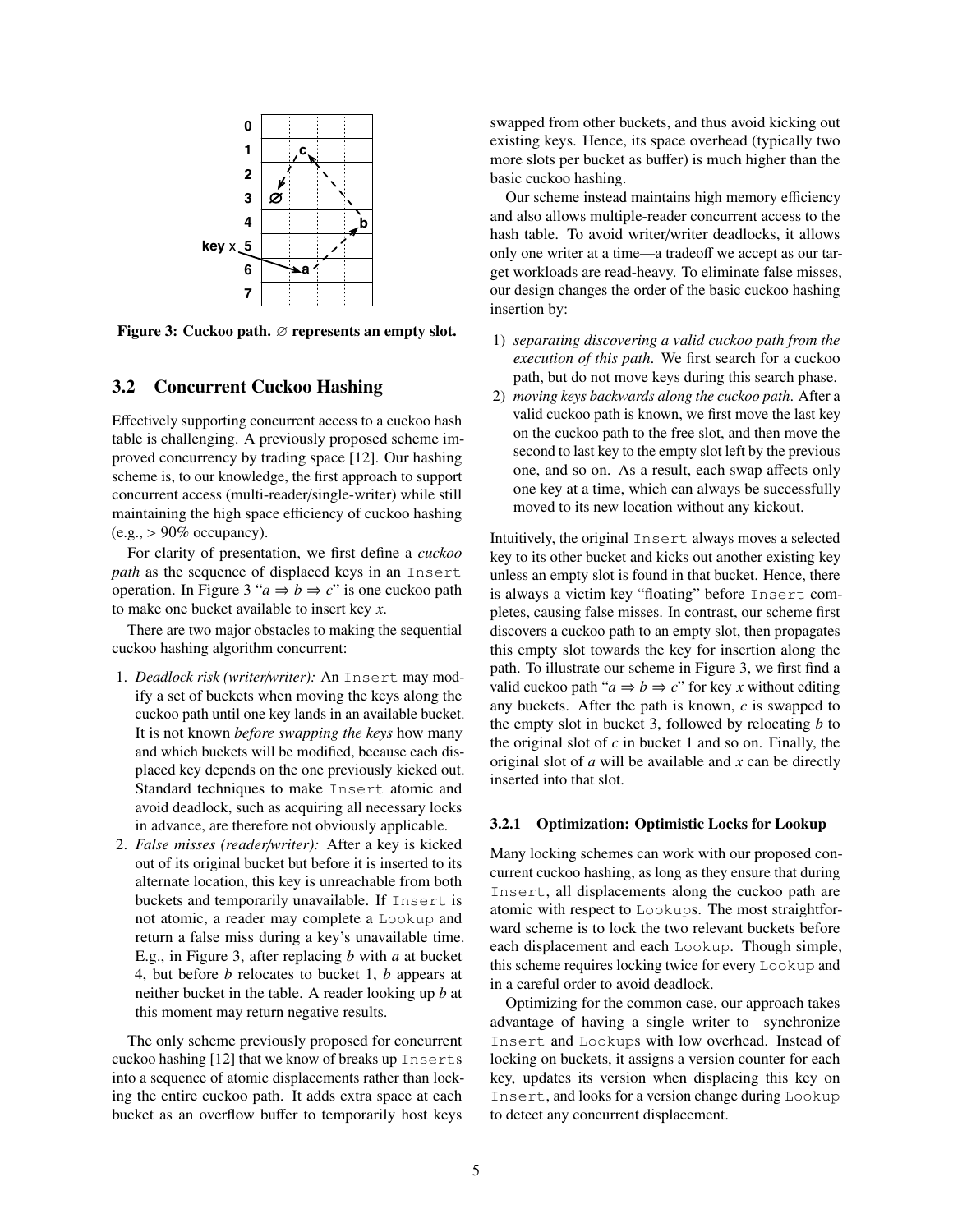Figure 3: Cuckoo path. ∅ represents an empty slot.

## 3.2 Concurrent Cuckoo Hashing

Effectively supporting concurrent access to a cuckoo hash table is challenging. A previously proposed scheme improved concurrency by trading space [12]. Our hashing scheme is, to our knowledge, the first approach to support concurrent access (multi-reader/single-writer) while still maintaining the high space efficiency of cuckoo hashing (e.g., > 90% occupancy).

For clarity of presentation, we first define a *cuckoo path* as the sequence of displaced keys in an `Insert` operation. In Figure 3 "$a \Rightarrow b \Rightarrow c$" is one cuckoo path to make one bucket available to insert key $x$.

There are two major obstacles to making the sequential cuckoo hashing algorithm concurrent:

1. *Deadlock risk (writer/writer):* An `Insert` may modify a set of buckets when moving the keys along the cuckoo path until one key lands in an available bucket. It is not known *before swapping the keys* how many and which buckets will be modified, because each displaced key depends on the one previously kicked out. Standard techniques to make `Insert` atomic and avoid deadlock, such as acquiring all necessary locks in advance, are therefore not obviously applicable.
2. *False misses (reader/writer):* After a key is kicked out of its original bucket but before it is inserted to its alternate location, this key is unreachable from both buckets and temporarily unavailable. If `Insert` is not atomic, a reader may complete a `Lookup` and return a false miss during a key's unavailable time. E.g., in Figure 3, after replacing $b$ with $a$ at bucket 4, but before $b$ relocates to bucket 1, $b$ appears at neither bucket in the table. A reader looking up $b$ at this moment may return negative results.

The only scheme previously proposed for concurrent cuckoo hashing [12] that we know of breaks up `Insert`s into a sequence of atomic displacements rather than locking the entire cuckoo path. It adds extra space at each bucket as an overflow buffer to temporarily host keys swapped from other buckets, and thus avoid kicking out existing keys. Hence, its space overhead (typically two more slots per bucket as buffer) is much higher than the basic cuckoo hashing.

Our scheme instead maintains high memory efficiency and also allows multiple-reader concurrent access to the hash table. To avoid writer/writer deadlocks, it allows only one writer at a time—a tradeoff we accept as our target workloads are read-heavy. To eliminate false misses, our design changes the order of the basic cuckoo hashing insertion by:

1) *separating discovering a valid cuckoo path from the execution of this path*. We first search for a cuckoo path, but do not move keys during this search phase.
2) *moving keys backwards along the cuckoo path*. After a valid cuckoo path is known, we first move the last key on the cuckoo path to the free slot, and then move the second to last key to the empty slot left by the previous one, and so on. As a result, each swap affects only one key at a time, which can always be successfully moved to its new location without any kickout.

Intuitively, the original `Insert` always moves a selected key to its other bucket and kicks out another existing key unless an empty slot is found in that bucket. Hence, there is always a victim key "floating" before `Insert` completes, causing false misses. In contrast, our scheme first discovers a cuckoo path to an empty slot, then propagates this empty slot towards the key for insertion along the path. To illustrate our scheme in Figure 3, we first find a valid cuckoo path "$a \Rightarrow b \Rightarrow c$" for key $x$ without editing any buckets. After the path is known, $c$ is swapped to the empty slot in bucket 3, followed by relocating $b$ to the original slot of $c$ in bucket 1 and so on. Finally, the original slot of $a$ will be available and $x$ can be directly inserted into that slot.

### 3.2.1 Optimization: Optimistic Locks for Lookup

Many locking schemes can work with our proposed concurrent cuckoo hashing, as long as they ensure that during `Insert`, all displacements along the cuckoo path are atomic with respect to `Lookup`s. The most straightforward scheme is to lock the two relevant buckets before each displacement and each `Lookup`. Though simple, this scheme requires locking twice for every `Lookup` and in a careful order to avoid deadlock.

Optimizing for the common case, our approach takes advantage of having a single writer to synchronize `Insert` and `Lookup`s with low overhead. Instead of locking on buckets, it assigns a version counter for each key, updates its version when displacing this key on `Insert`, and looks for a version change during `Lookup` to detect any concurrent displacement.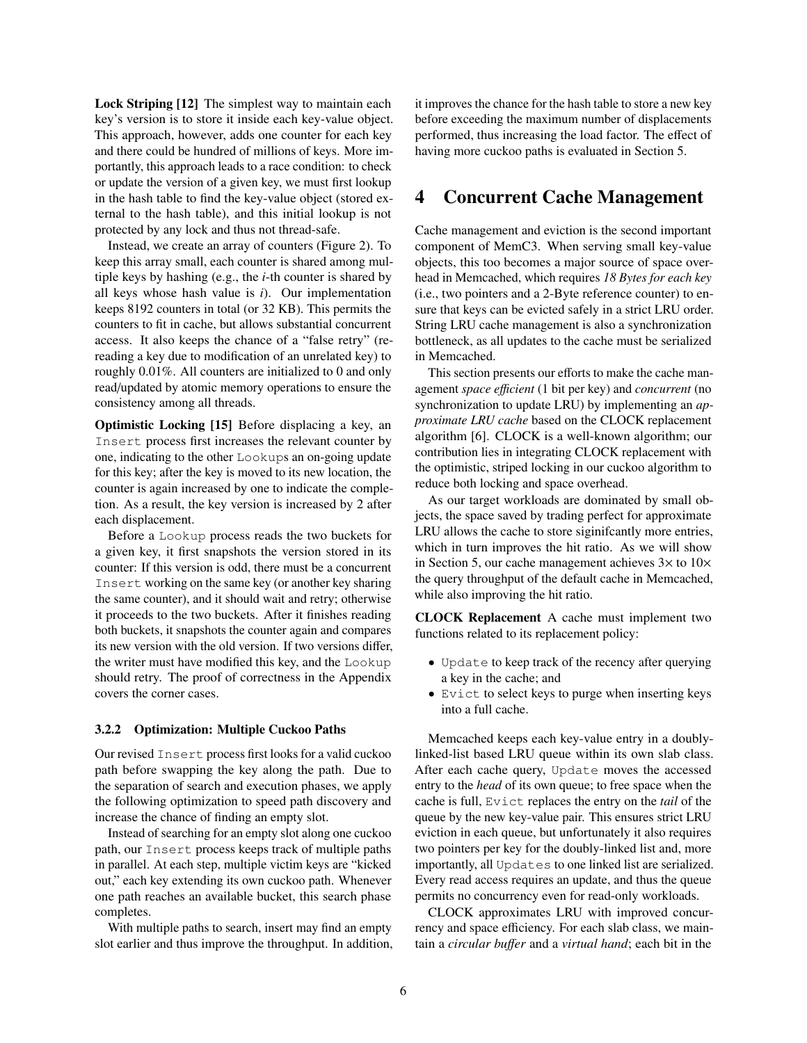**Lock Striping [12]** The simplest way to maintain each key's version is to store it inside each key-value object. This approach, however, adds one counter for each key and there could be hundred of millions of keys. More importantly, this approach leads to a race condition: to check or update the version of a given key, we must first lookup in the hash table to find the key-value object (stored external to the hash table), and this initial lookup is not protected by any lock and thus not thread-safe.

Instead, we create an array of counters (Figure 2). To keep this array small, each counter is shared among multiple keys by hashing (e.g., the *i*-th counter is shared by all keys whose hash value is *i*). Our implementation keeps 8192 counters in total (or 32 KB). This permits the counters to fit in cache, but allows substantial concurrent access. It also keeps the chance of a "false retry" (re-reading a key due to modification of an unrelated key) to roughly 0.01%. All counters are initialized to 0 and only read/updated by atomic memory operations to ensure the consistency among all threads.

**Optimistic Locking [15]** Before displacing a key, an `Insert` process first increases the relevant counter by one, indicating to the other `Lookup`s an on-going update for this key; after the key is moved to its new location, the counter is again increased by one to indicate the completion. As a result, the key version is increased by 2 after each displacement.

Before a `Lookup` process reads the two buckets for a given key, it first snapshots the version stored in its counter: If this version is odd, there must be a concurrent `Insert` working on the same key (or another key sharing the same counter), and it should wait and retry; otherwise it proceeds to the two buckets. After it finishes reading both buckets, it snapshots the counter again and compares its new version with the old version. If two versions differ, the writer must have modified this key, and the `Lookup` should retry. The proof of correctness in the Appendix covers the corner cases.

### 3.2.2 Optimization: Multiple Cuckoo Paths

Our revised `Insert` process first looks for a valid cuckoo path before swapping the key along the path. Due to the separation of search and execution phases, we apply the following optimization to speed path discovery and increase the chance of finding an empty slot.

Instead of searching for an empty slot along one cuckoo path, our `Insert` process keeps track of multiple paths in parallel. At each step, multiple victim keys are "kicked out," each key extending its own cuckoo path. Whenever one path reaches an available bucket, this search phase completes.

With multiple paths to search, insert may find an empty slot earlier and thus improve the throughput. In addition, it improves the chance for the hash table to store a new key before exceeding the maximum number of displacements performed, thus increasing the load factor. The effect of having more cuckoo paths is evaluated in Section 5.

# 4 Concurrent Cache Management

Cache management and eviction is the second important component of MemC3. When serving small key-value objects, this too becomes a major source of space overhead in Memcached, which requires *18 Bytes for each key* (i.e., two pointers and a 2-Byte reference counter) to ensure that keys can be evicted safely in a strict LRU order. String LRU cache management is also a synchronization bottleneck, as all updates to the cache must be serialized in Memcached.

This section presents our efforts to make the cache management *space efficient* (1 bit per key) and *concurrent* (no synchronization to update LRU) by implementing an *approximate LRU cache* based on the CLOCK replacement algorithm [6]. CLOCK is a well-known algorithm; our contribution lies in integrating CLOCK replacement with the optimistic, striped locking in our cuckoo algorithm to reduce both locking and space overhead.

As our target workloads are dominated by small objects, the space saved by trading perfect for approximate LRU allows the cache to store siginifcantly more entries, which in turn improves the hit ratio. As we will show in Section 5, our cache management achieves 3× to 10× the query throughput of the default cache in Memcached, while also improving the hit ratio.

**CLOCK Replacement** A cache must implement two functions related to its replacement policy:

- `Update` to keep track of the recency after querying a key in the cache; and
- `Evict` to select keys to purge when inserting keys into a full cache.

Memcached keeps each key-value entry in a doubly-linked-list based LRU queue within its own slab class. After each cache query, `Update` moves the accessed entry to the *head* of its own queue; to free space when the cache is full, `Evict` replaces the entry on the *tail* of the queue by the new key-value pair. This ensures strict LRU eviction in each queue, but unfortunately it also requires two pointers per key for the doubly-linked list and, more importantly, all `Updates` to one linked list are serialized. Every read access requires an update, and thus the queue permits no concurrency even for read-only workloads.

CLOCK approximates LRU with improved concurrency and space efficiency. For each slab class, we maintain a *circular buffer* and a *virtual hand*; each bit in the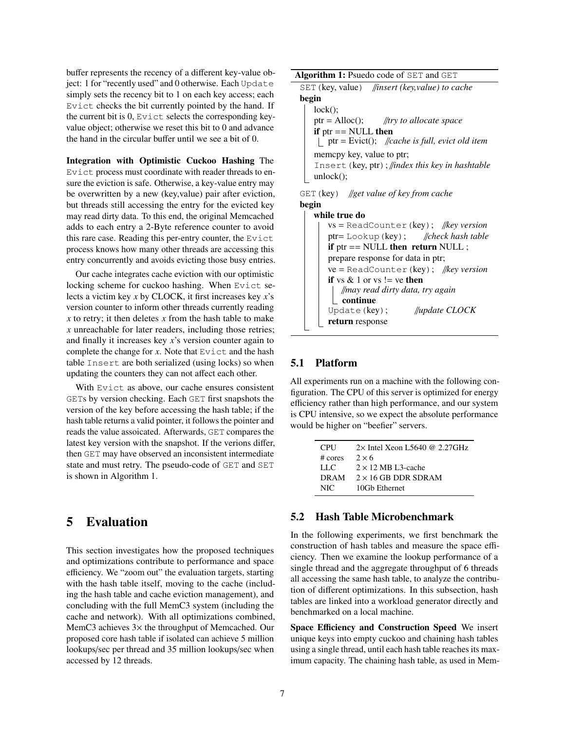buffer represents the recency of a different key-value object: 1 for "recently used" and 0 otherwise. Each `Update` simply sets the recency bit to 1 on each key access; each `Evict` checks the bit currently pointed by the hand. If the current bit is 0, `Evict` selects the corresponding key-value object; otherwise we reset this bit to 0 and advance the hand in the circular buffer until we see a bit of 0.

**Integration with Optimistic Cuckoo Hashing** The `Evict` process must coordinate with reader threads to ensure the eviction is safe. Otherwise, a key-value entry may be overwritten by a new (key,value) pair after eviction, but threads still accessing the entry for the evicted key may read dirty data. To this end, the original Memcached adds to each entry a 2-Byte reference counter to avoid this rare case. Reading this per-entry counter, the `Evict` process knows how many other threads are accessing this entry concurrently and avoids evicting those busy entries.

Our cache integrates cache eviction with our optimistic locking scheme for cuckoo hashing. When `Evict` selects a victim key $x$ by CLOCK, it first increases key $x$'s version counter to inform other threads currently reading $x$ to retry; it then deletes $x$ from the hash table to make $x$ unreachable for later readers, including those retries; and finally it increases key $x$'s version counter again to complete the change for $x$. Note that `Evict` and the hash table `Insert` are both serialized (using locks) so when updating the counters they can not affect each other.

With `Evict` as above, our cache ensures consistent `GET`s by version checking. Each `GET` first snapshots the version of the key before accessing the hash table; if the hash table returns a valid pointer, it follows the pointer and reads the value assoicated. Afterwards, `GET` compares the latest key version with the snapshot. If the verions differ, then `GET` may have observed an inconsistent intermediate state and must retry. The pseudo-code of `GET` and `SET` is shown in Algorithm 1.

**Algorithm 1:** Psuedo code of `SET` and `GET`

```
SET(key, value)   //insert (key,value) to cache
begin
    lock();
    ptr = Alloc();        //try to allocate space
    if ptr == NULL then
        ptr = Evict();    //cache is full, evict old item
    memcpy key, value to ptr;
    Insert(key, ptr); //index this key in hashtable
    unlock();

GET(key)   //get value of key from cache
begin
    while true do
        vs = ReadCounter(key);   //key version
        ptr= Lookup(key);        //check hash table
        if ptr == NULL then return NULL ;
        prepare response for data in ptr;
        ve = ReadCounter(key);   //key version
        if vs & 1 or vs != ve then
            //may read dirty data, try again
            continue
        Update(key);             //update CLOCK
        return response
```

# 5 Evaluation

This section investigates how the proposed techniques and optimizations contribute to performance and space efficiency. We "zoom out" the evaluation targets, starting with the hash table itself, moving to the cache (including the hash table and cache eviction management), and concluding with the full MemC3 system (including the cache and network). With all optimizations combined, MemC3 achieves 3× the throughput of Memcached. Our proposed core hash table if isolated can achieve 5 million lookups/sec per thread and 35 million lookups/sec when accessed by 12 threads.

## 5.1 Platform

All experiments run on a machine with the following configuration. The CPU of this server is optimized for energy efficiency rather than high performance, and our system is CPU intensive, so we expect the absolute performance would be higher on "beefier" servers.

| | |
|---|---|
| CPU | 2× Intel Xeon L5640 @ 2.27GHz |
| # cores | 2 × 6 |
| LLC | 2 × 12 MB L3-cache |
| DRAM | 2 × 16 GB DDR SDRAM |
| NIC | 10Gb Ethernet |

## 5.2 Hash Table Microbenchmark

In the following experiments, we first benchmark the construction of hash tables and measure the space efficiency. Then we examine the lookup performance of a single thread and the aggregate throughput of 6 threads all accessing the same hash table, to analyze the contribution of different optimizations. In this subsection, hash tables are linked into a workload generator directly and benchmarked on a local machine.

**Space Efficiency and Construction Speed** We insert unique keys into empty cuckoo and chaining hash tables using a single thread, until each hash table reaches its maximum capacity. The chaining hash table, as used in Mem-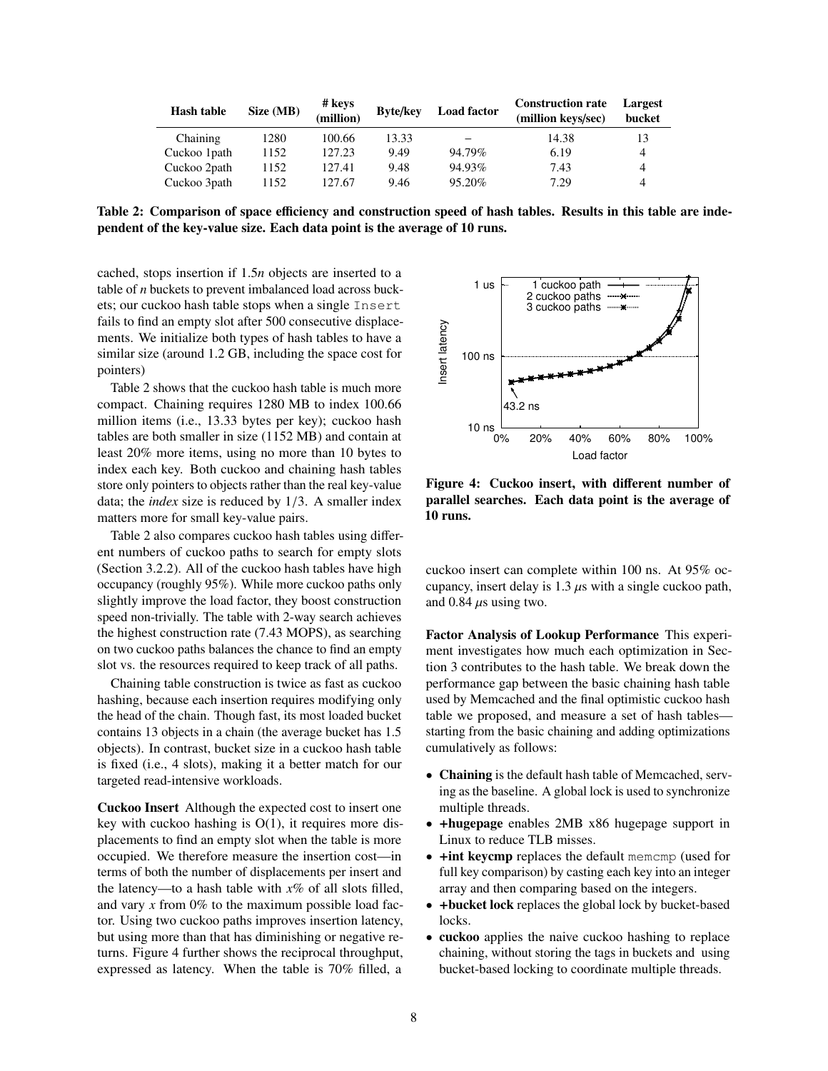| Hash table | Size (MB) | # keys (million) | Byte/key | Load factor | Construction rate (million keys/sec) | Largest bucket |
|---|---|---|---|---|---|---|
| Chaining | 1280 | 100.66 | 13.33 | – | 14.38 | 13 |
| Cuckoo 1path | 1152 | 127.23 | 9.49 | 94.79% | 6.19 | 4 |
| Cuckoo 2path | 1152 | 127.41 | 9.48 | 94.93% | 7.43 | 4 |
| Cuckoo 3path | 1152 | 127.67 | 9.46 | 95.20% | 7.29 | 4 |

**Table 2: Comparison of space efficiency and construction speed of hash tables. Results in this table are independent of the key-value size. Each data point is the average of 10 runs.**

cached, stops insertion if $1.5n$ objects are inserted to a table of $n$ buckets to prevent imbalanced load across buckets; our cuckoo hash table stops when a single `Insert` fails to find an empty slot after 500 consecutive displacements. We initialize both types of hash tables to have a similar size (around 1.2 GB, including the space cost for pointers)

Table 2 shows that the cuckoo hash table is much more compact. Chaining requires 1280 MB to index 100.66 million items (i.e., 13.33 bytes per key); cuckoo hash tables are both smaller in size (1152 MB) and contain at least 20% more items, using no more than 10 bytes to index each key. Both cuckoo and chaining hash tables store only pointers to objects rather than the real key-value data; the *index* size is reduced by 1/3. A smaller index matters more for small key-value pairs.

Table 2 also compares cuckoo hash tables using different numbers of cuckoo paths to search for empty slots (Section 3.2.2). All of the cuckoo hash tables have high occupancy (roughly 95%). While more cuckoo paths only slightly improve the load factor, they boost construction speed non-trivially. The table with 2-way search achieves the highest construction rate (7.43 MOPS), as searching on two cuckoo paths balances the chance to find an empty slot vs. the resources required to keep track of all paths.

Chaining table construction is twice as fast as cuckoo hashing, because each insertion requires modifying only the head of the chain. Though fast, its most loaded bucket contains 13 objects in a chain (the average bucket has 1.5 objects). In contrast, bucket size in a cuckoo hash table is fixed (i.e., 4 slots), making it a better match for our targeted read-intensive workloads.

**Cuckoo Insert** Although the expected cost to insert one key with cuckoo hashing is O(1), it requires more displacements to find an empty slot when the table is more occupied. We therefore measure the insertion cost—in terms of both the number of displacements per insert and the latency—to a hash table with $x$% of all slots filled, and vary $x$ from 0% to the maximum possible load factor. Using two cuckoo paths improves insertion latency, but using more than that has diminishing or negative returns. Figure 4 further shows the reciprocal throughput, expressed as latency. When the table is 70% filled, a cuckoo insert can complete within 100 ns. At 95% occupancy, insert delay is 1.3 $\mu$s with a single cuckoo path, and 0.84 $\mu$s using two.

**Figure 4: Cuckoo insert, with different number of parallel searches. Each data point is the average of 10 runs.**

**Factor Analysis of Lookup Performance** This experiment investigates how much each optimization in Section 3 contributes to the hash table. We break down the performance gap between the basic chaining hash table used by Memcached and the final optimistic cuckoo hash table we proposed, and measure a set of hash tables—starting from the basic chaining and adding optimizations cumulatively as follows:

- **Chaining** is the default hash table of Memcached, serving as the baseline. A global lock is used to synchronize multiple threads.
- **+hugepage** enables 2MB x86 hugepage support in Linux to reduce TLB misses.
- **+int keycmp** replaces the default `memcmp` (used for full key comparison) by casting each key into an integer array and then comparing based on the integers.
- **+bucket lock** replaces the global lock by bucket-based locks.
- **cuckoo** applies the naive cuckoo hashing to replace chaining, without storing the tags in buckets and using bucket-based locking to coordinate multiple threads.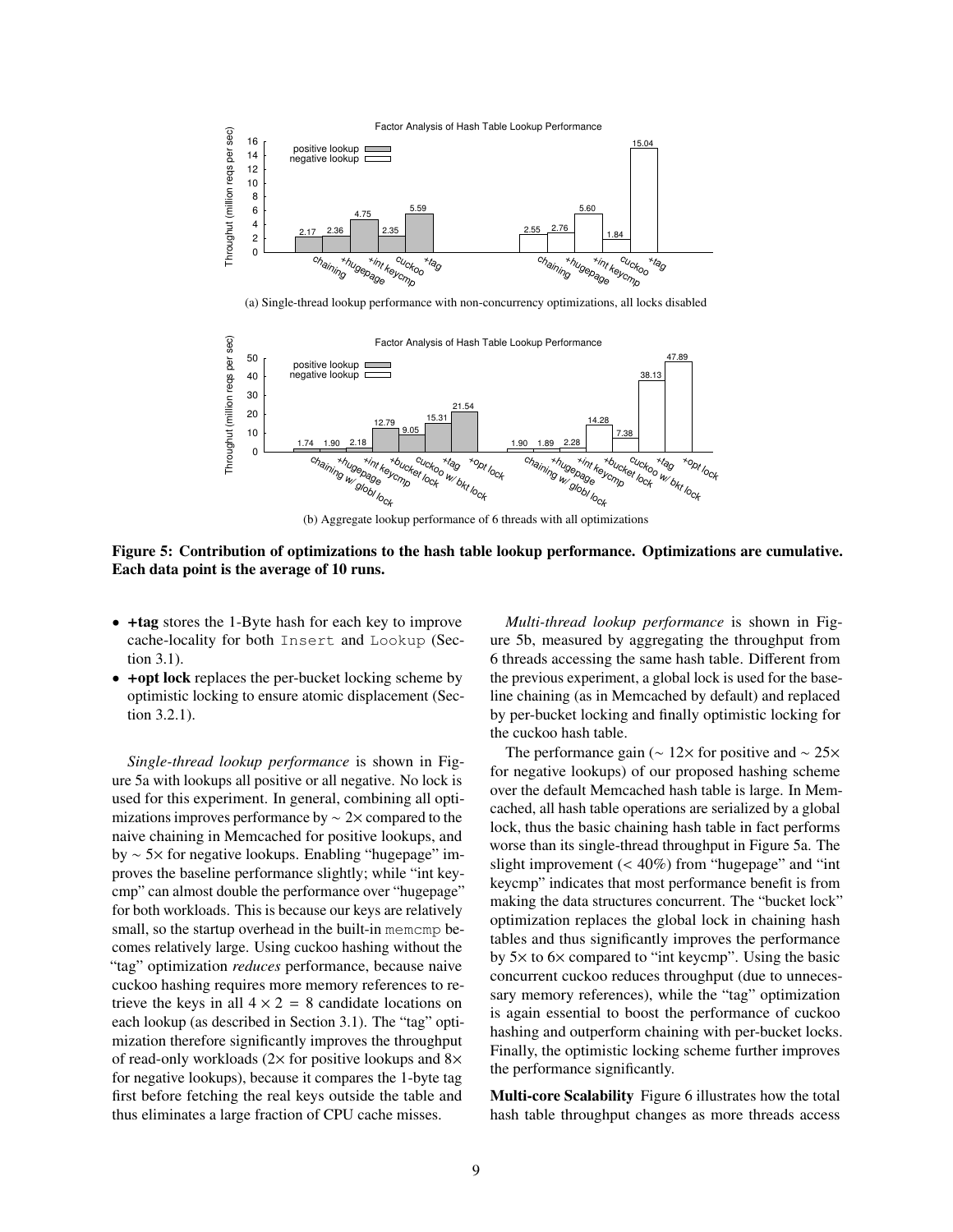Factor Analysis of Hash Table Lookup Performance

(a) Single-thread lookup performance with non-concurrency optimizations, all locks disabled

Factor Analysis of Hash Table Lookup Performance

(b) Aggregate lookup performance of 6 threads with all optimizations

**Figure 5: Contribution of optimizations to the hash table lookup performance. Optimizations are cumulative. Each data point is the average of 10 runs.**

- **+tag** stores the 1-Byte hash for each key to improve cache-locality for both Insert and Lookup (Section 3.1).
- **+opt lock** replaces the per-bucket locking scheme by optimistic locking to ensure atomic displacement (Section 3.2.1).

*Single-thread lookup performance* is shown in Figure 5a with lookups all positive or all negative. No lock is used for this experiment. In general, combining all optimizations improves performance by $\sim 2\times$ compared to the naive chaining in Memcached for positive lookups, and by $\sim 5\times$ for negative lookups. Enabling "hugepage" improves the baseline performance slightly; while "int keycmp" can almost double the performance over "hugepage" for both workloads. This is because our keys are relatively small, so the startup overhead in the built-in memcmp becomes relatively large. Using cuckoo hashing without the "tag" optimization *reduces* performance, because naive cuckoo hashing requires more memory references to retrieve the keys in all $4 \times 2 = 8$ candidate locations on each lookup (as described in Section 3.1). The "tag" optimization therefore significantly improves the throughput of read-only workloads ($2\times$ for positive lookups and $8\times$ for negative lookups), because it compares the 1-byte tag first before fetching the real keys outside the table and thus eliminates a large fraction of CPU cache misses.

*Multi-thread lookup performance* is shown in Figure 5b, measured by aggregating the throughput from 6 threads accessing the same hash table. Different from the previous experiment, a global lock is used for the baseline chaining (as in Memcached by default) and replaced by per-bucket locking and finally optimistic locking for the cuckoo hash table.

The performance gain ($\sim 12\times$ for positive and $\sim 25\times$ for negative lookups) of our proposed hashing scheme over the default Memcached hash table is large. In Memcached, all hash table operations are serialized by a global lock, thus the basic chaining hash table in fact performs worse than its single-thread throughput in Figure 5a. The slight improvement ($< 40\%$) from "hugepage" and "int keycmp" indicates that most performance benefit is from making the data structures concurrent. The "bucket lock" optimization replaces the global lock in chaining hash tables and thus significantly improves the performance by $5\times$ to $6\times$ compared to "int keycmp". Using the basic concurrent cuckoo reduces throughput (due to unnecessary memory references), while the "tag" optimization is again essential to boost the performance of cuckoo hashing and outperform chaining with per-bucket locks. Finally, the optimistic locking scheme further improves the performance significantly.

**Multi-core Scalability** Figure 6 illustrates how the total hash table throughput changes as more threads access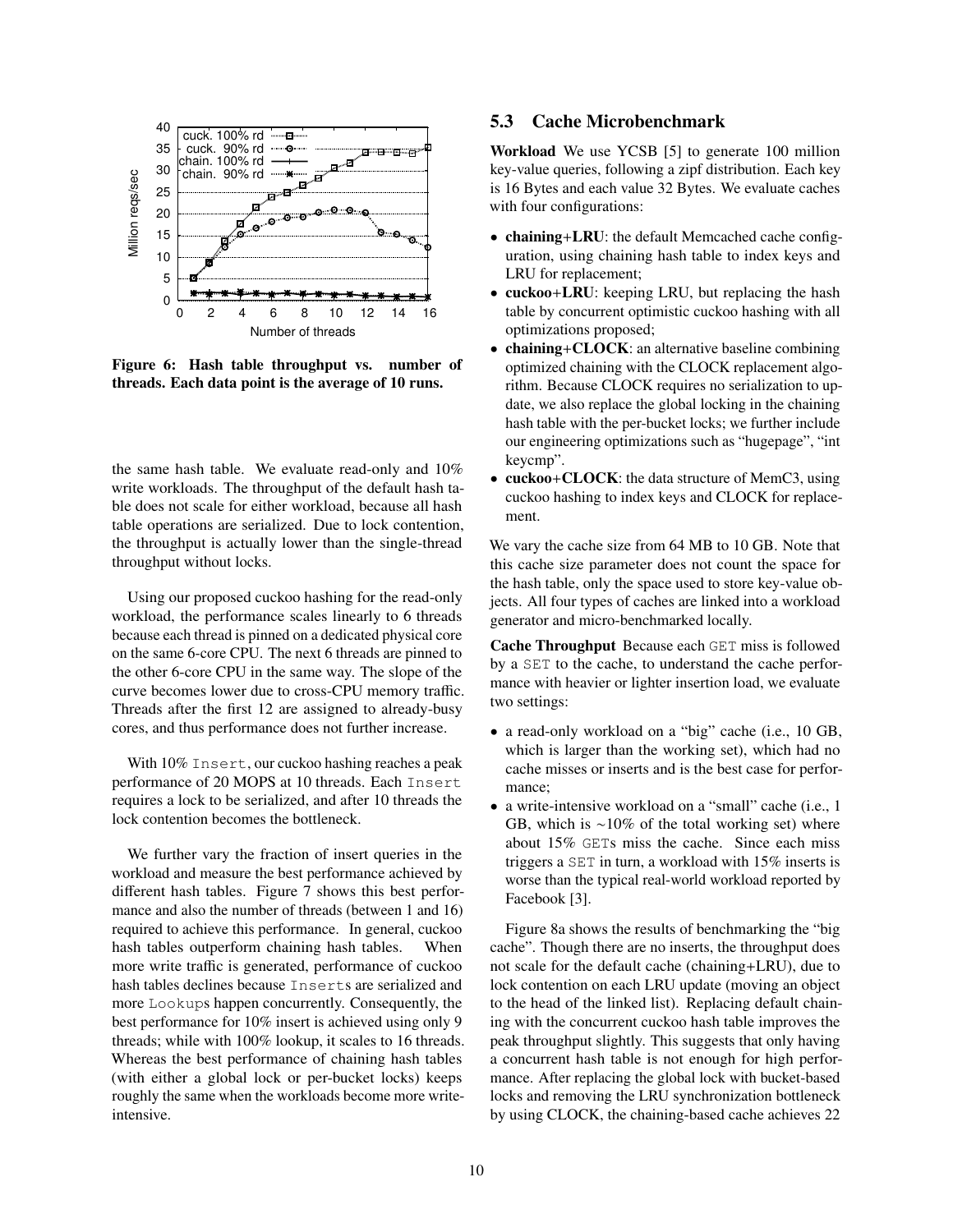Figure 6: Hash table throughput vs. number of threads. Each data point is the average of 10 runs.

the same hash table. We evaluate read-only and 10% write workloads. The throughput of the default hash table does not scale for either workload, because all hash table operations are serialized. Due to lock contention, the throughput is actually lower than the single-thread throughput without locks.

Using our proposed cuckoo hashing for the read-only workload, the performance scales linearly to 6 threads because each thread is pinned on a dedicated physical core on the same 6-core CPU. The next 6 threads are pinned to the other 6-core CPU in the same way. The slope of the curve becomes lower due to cross-CPU memory traffic. Threads after the first 12 are assigned to already-busy cores, and thus performance does not further increase.

With 10% `Insert`, our cuckoo hashing reaches a peak performance of 20 MOPS at 10 threads. Each `Insert` requires a lock to be serialized, and after 10 threads the lock contention becomes the bottleneck.

We further vary the fraction of insert queries in the workload and measure the best performance achieved by different hash tables. Figure 7 shows this best performance and also the number of threads (between 1 and 16) required to achieve this performance. In general, cuckoo hash tables outperform chaining hash tables. When more write traffic is generated, performance of cuckoo hash tables declines because `Insert`s are serialized and more `Lookup`s happen concurrently. Consequently, the best performance for 10% insert is achieved using only 9 threads; while with 100% lookup, it scales to 16 threads. Whereas the best performance of chaining hash tables (with either a global lock or per-bucket locks) keeps roughly the same when the workloads become more write-intensive.

## 5.3 Cache Microbenchmark

**Workload** We use YCSB [5] to generate 100 million key-value queries, following a zipf distribution. Each key is 16 Bytes and each value 32 Bytes. We evaluate caches with four configurations:

- **chaining+LRU**: the default Memcached cache configuration, using chaining hash table to index keys and LRU for replacement;
- **cuckoo+LRU**: keeping LRU, but replacing the hash table by concurrent optimistic cuckoo hashing with all optimizations proposed;
- **chaining+CLOCK**: an alternative baseline combining optimized chaining with the CLOCK replacement algorithm. Because CLOCK requires no serialization to update, we also replace the global locking in the chaining hash table with the per-bucket locks; we further include our engineering optimizations such as "hugepage", "int keycmp".
- **cuckoo+CLOCK**: the data structure of MemC3, using cuckoo hashing to index keys and CLOCK for replacement.

We vary the cache size from 64 MB to 10 GB. Note that this cache size parameter does not count the space for the hash table, only the space used to store key-value objects. All four types of caches are linked into a workload generator and micro-benchmarked locally.

**Cache Throughput** Because each `GET` miss is followed by a `SET` to the cache, to understand the cache performance with heavier or lighter insertion load, we evaluate two settings:

- a read-only workload on a "big" cache (i.e., 10 GB, which is larger than the working set), which had no cache misses or inserts and is the best case for performance;
- a write-intensive workload on a "small" cache (i.e., 1 GB, which is ~10% of the total working set) where about 15% `GET`s miss the cache. Since each miss triggers a `SET` in turn, a workload with 15% inserts is worse than the typical real-world workload reported by Facebook [3].

Figure 8a shows the results of benchmarking the "big cache". Though there are no inserts, the throughput does not scale for the default cache (chaining+LRU), due to lock contention on each LRU update (moving an object to the head of the linked list). Replacing default chaining with the concurrent cuckoo hash table improves the peak throughput slightly. This suggests that only having a concurrent hash table is not enough for high performance. After replacing the global lock with bucket-based locks and removing the LRU synchronization bottleneck by using CLOCK, the chaining-based cache achieves 22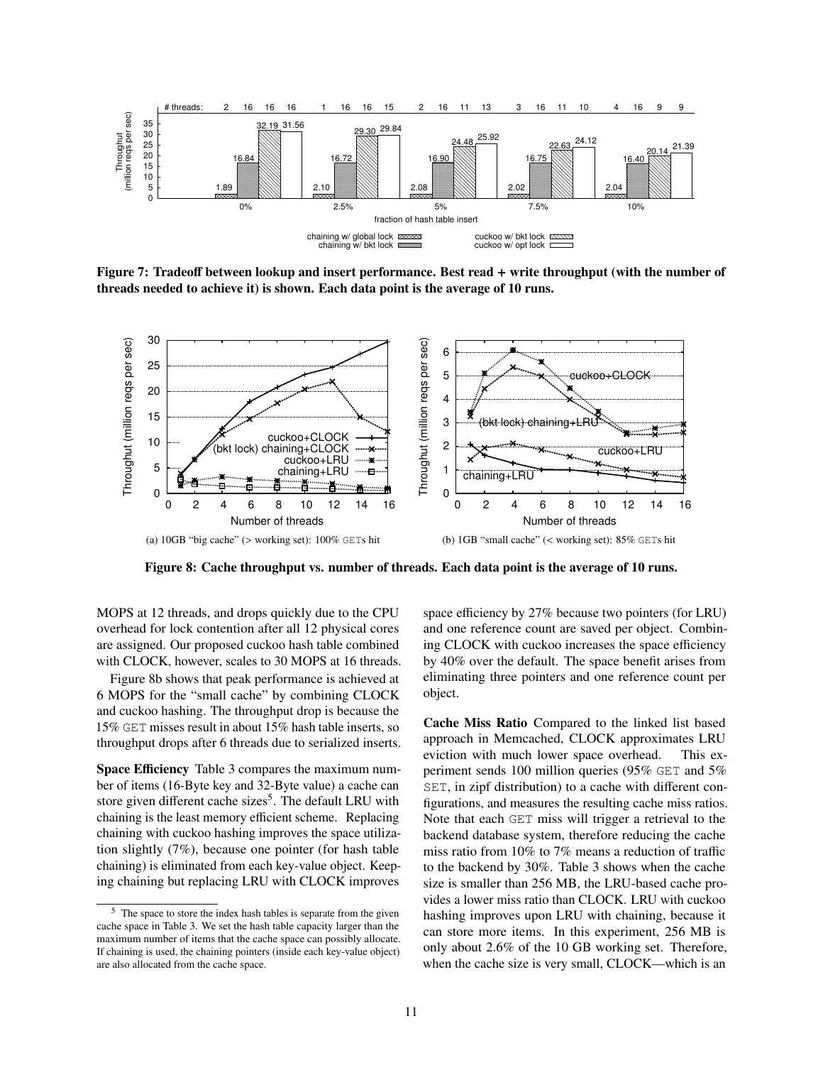Figure 7: Tradeoff between lookup and insert performance. Best read + write throughput (with the number of threads needed to achieve it) is shown. Each data point is the average of 10 runs.

(a) 10GB "big cache" (> working set): 100% GETs hit

(b) 1GB "small cache" (< working set): 85% GETs hit

Figure 8: Cache throughput vs. number of threads. Each data point is the average of 10 runs.

MOPS at 12 threads, and drops quickly due to the CPU overhead for lock contention after all 12 physical cores are assigned. Our proposed cuckoo hash table combined with CLOCK, however, scales to 30 MOPS at 16 threads.

Figure 8b shows that peak performance is achieved at 6 MOPS for the "small cache" by combining CLOCK and cuckoo hashing. The throughput drop is because the 15% GET misses result in about 15% hash table inserts, so throughput drops after 6 threads due to serialized inserts.

**Space Efficiency** Table 3 compares the maximum number of items (16-Byte key and 32-Byte value) a cache can store given different cache sizes[5]. The default LRU with chaining is the least memory efficient scheme. Replacing chaining with cuckoo hashing improves the space utilization slightly (7%), because one pointer (for hash table chaining) is eliminated from each key-value object. Keeping chaining but replacing LRU with CLOCK improves space efficiency by 27% because two pointers (for LRU) and one reference count are saved per object. Combining CLOCK with cuckoo increases the space efficiency by 40% over the default. The space benefit arises from eliminating three pointers and one reference count per object.

**Cache Miss Ratio** Compared to the linked list based approach in Memcached, CLOCK approximates LRU eviction with much lower space overhead. This experiment sends 100 million queries (95% GET and 5% SET, in zipf distribution) to a cache with different configurations, and measures the resulting cache miss ratios. Note that each GET miss will trigger a retrieval to the backend database system, therefore reducing the cache miss ratio from 10% to 7% means a reduction of traffic to the backend by 30%. Table 3 shows when the cache size is smaller than 256 MB, the LRU-based cache provides a lower miss ratio than CLOCK. LRU with cuckoo hashing improves upon LRU with chaining, because it can store more items. In this experiment, 256 MB is only about 2.6% of the 10 GB working set. Therefore, when the cache size is very small, CLOCK—which is an

[5] The space to store the index hash tables is separate from the given cache space in Table 3. We set the hash table capacity larger than the maximum number of items that the cache space can possibly allocate. If chaining is used, the chaining pointers (inside each key-value object) are also allocated from the cache space.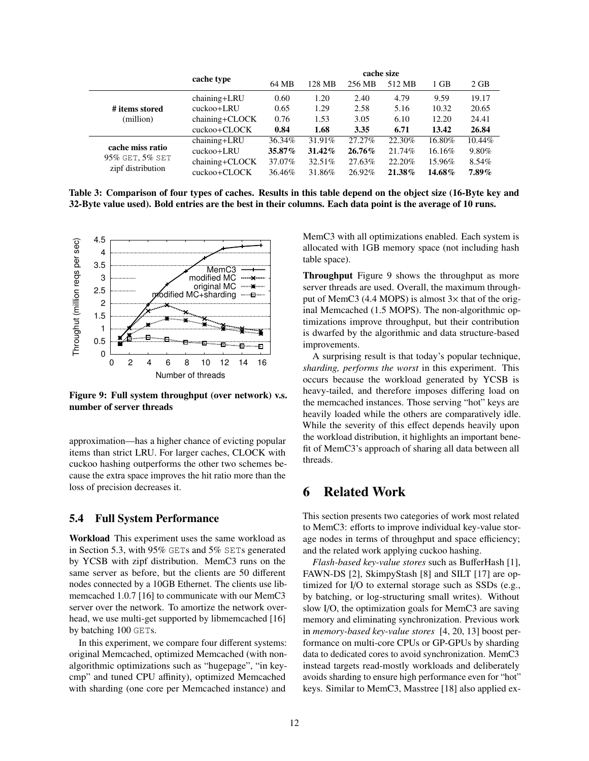| | cache type | cache size | | | | | |
|---|---|---|---|---|---|---|---|
| | | 64 MB | 128 MB | 256 MB | 512 MB | 1 GB | 2 GB |
| **# items stored** (million) | chaining+LRU | 0.60 | 1.20 | 2.40 | 4.79 | 9.59 | 19.17 |
| | cuckoo+LRU | 0.65 | 1.29 | 2.58 | 5.16 | 10.32 | 20.65 |
| | chaining+CLOCK | 0.76 | 1.53 | 3.05 | 6.10 | 12.20 | 24.41 |
| | cuckoo+CLOCK | **0.84** | **1.68** | **3.35** | **6.71** | **13.42** | **26.84** |
| **cache miss ratio** 95% GET, 5% SET zipf distribution | chaining+LRU | 36.34% | 31.91% | 27.27% | 22.30% | 16.80% | 10.44% |
| | cuckoo+LRU | **35.87%** | **31.42%** | **26.76%** | 21.74% | 16.16% | 9.80% |
| | chaining+CLOCK | 37.07% | 32.51% | 27.63% | 22.20% | 15.96% | 8.54% |
| | cuckoo+CLOCK | 36.46% | 31.86% | 26.92% | **21.38%** | **14.68%** | **7.89%** |

**Table 3: Comparison of four types of caches. Results in this table depend on the object size (16-Byte key and 32-Byte value used). Bold entries are the best in their columns. Each data point is the average of 10 runs.**

**Figure 9: Full system throughput (over network) v.s. number of server threads**

approximation—has a higher chance of evicting popular items than strict LRU. For larger caches, CLOCK with cuckoo hashing outperforms the other two schemes because the extra space improves the hit ratio more than the loss of precision decreases it.

### 5.4 Full System Performance

**Workload** This experiment uses the same workload as in Section 5.3, with 95% GETs and 5% SETs generated by YCSB with zipf distribution. MemC3 runs on the same server as before, but the clients are 50 different nodes connected by a 10GB Ethernet. The clients use libmemcached 1.0.7 [16] to communicate with our MemC3 server over the network. To amortize the network overhead, we use multi-get supported by libmemcached [16] by batching 100 GETs.

In this experiment, we compare four different systems: original Memcached, optimized Memcached (with non-algorithmic optimizations such as "hugepage", "in keycmp" and tuned CPU affinity), optimized Memcached with sharding (one core per Memcached instance) and MemC3 with all optimizations enabled. Each system is allocated with 1GB memory space (not including hash table space).

**Throughput** Figure 9 shows the throughput as more server threads are used. Overall, the maximum throughput of MemC3 (4.4 MOPS) is almost 3× that of the original Memcached (1.5 MOPS). The non-algorithmic optimizations improve throughput, but their contribution is dwarfed by the algorithmic and data structure-based improvements.

A surprising result is that today's popular technique, *sharding, performs the worst* in this experiment. This occurs because the workload generated by YCSB is heavy-tailed, and therefore imposes differing load on the memcached instances. Those serving "hot" keys are heavily loaded while the others are comparatively idle. While the severity of this effect depends heavily upon the workload distribution, it highlights an important benefit of MemC3's approach of sharing all data between all threads.

## 6 Related Work

This section presents two categories of work most related to MemC3: efforts to improve individual key-value storage nodes in terms of throughput and space efficiency; and the related work applying cuckoo hashing.

*Flash-based key-value stores* such as BufferHash [1], FAWN-DS [2], SkimpyStash [8] and SILT [17] are optimized for I/O to external storage such as SSDs (e.g., by batching, or log-structuring small writes). Without slow I/O, the optimization goals for MemC3 are saving memory and eliminating synchronization. Previous work in *memory-based key-value stores* [4, 20, 13] boost performance on multi-core CPUs or GP-GPUs by sharding data to dedicated cores to avoid synchronization. MemC3 instead targets read-mostly workloads and deliberately avoids sharding to ensure high performance even for "hot" keys. Similar to MemC3, Masstree [18] also applied ex-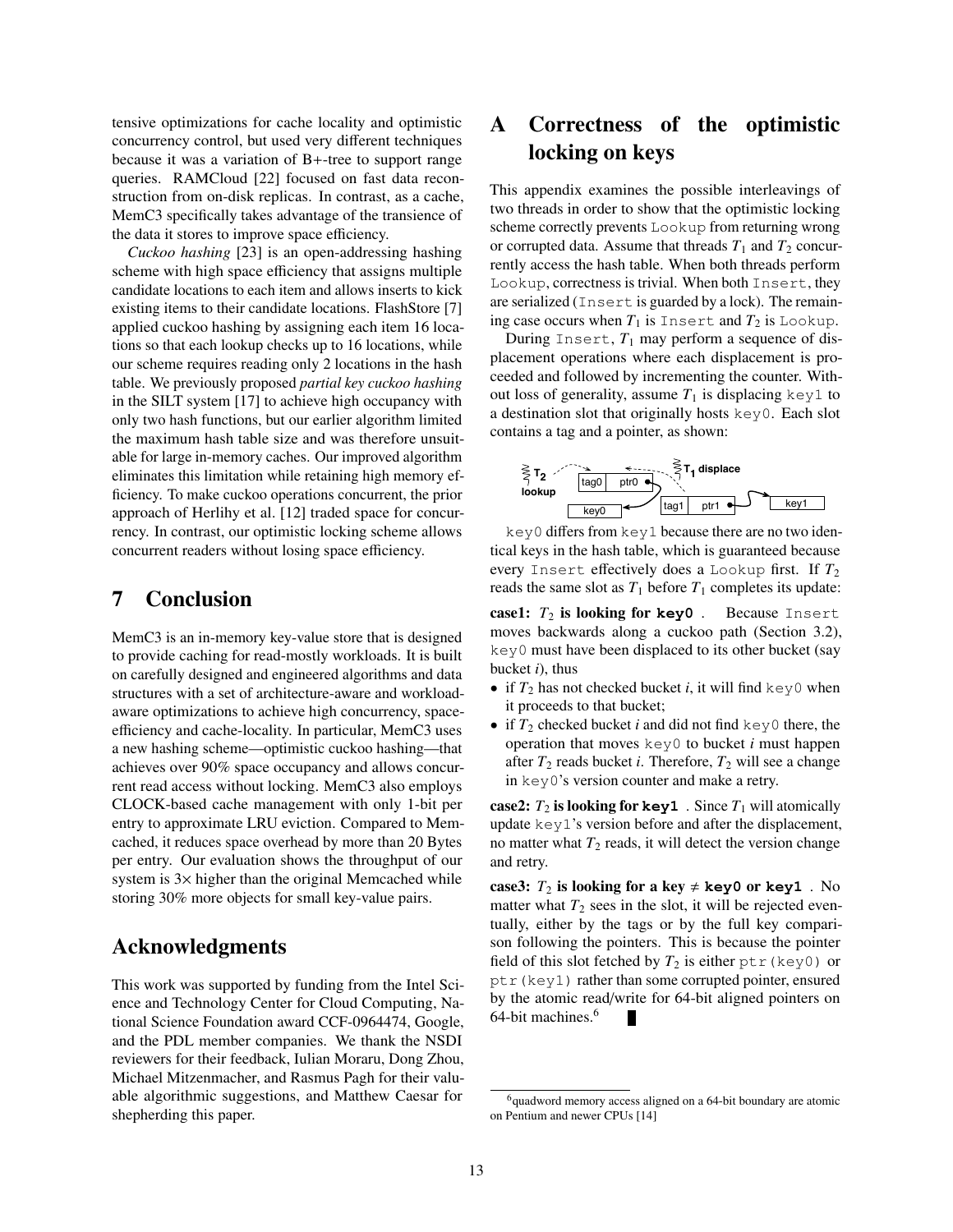tensive optimizations for cache locality and optimistic concurrency control, but used very different techniques because it was a variation of B+-tree to support range queries. RAMCloud [22] focused on fast data reconstruction from on-disk replicas. In contrast, as a cache, MemC3 specifically takes advantage of the transience of the data it stores to improve space efficiency.

*Cuckoo hashing* [23] is an open-addressing hashing scheme with high space efficiency that assigns multiple candidate locations to each item and allows inserts to kick existing items to their candidate locations. FlashStore [7] applied cuckoo hashing by assigning each item 16 locations so that each lookup checks up to 16 locations, while our scheme requires reading only 2 locations in the hash table. We previously proposed *partial key cuckoo hashing* in the SILT system [17] to achieve high occupancy with only two hash functions, but our earlier algorithm limited the maximum hash table size and was therefore unsuitable for large in-memory caches. Our improved algorithm eliminates this limitation while retaining high memory efficiency. To make cuckoo operations concurrent, the prior approach of Herlihy et al. [12] traded space for concurrency. In contrast, our optimistic locking scheme allows concurrent readers without losing space efficiency.

# 7 Conclusion

MemC3 is an in-memory key-value store that is designed to provide caching for read-mostly workloads. It is built on carefully designed and engineered algorithms and data structures with a set of architecture-aware and workload-aware optimizations to achieve high concurrency, space-efficiency and cache-locality. In particular, MemC3 uses a new hashing scheme—optimistic cuckoo hashing—that achieves over 90% space occupancy and allows concurrent read access without locking. MemC3 also employs CLOCK-based cache management with only 1-bit per entry to approximate LRU eviction. Compared to Memcached, it reduces space overhead by more than 20 Bytes per entry. Our evaluation shows the throughput of our system is 3× higher than the original Memcached while storing 30% more objects for small key-value pairs.

# Acknowledgments

This work was supported by funding from the Intel Science and Technology Center for Cloud Computing, National Science Foundation award CCF-0964474, Google, and the PDL member companies. We thank the NSDI reviewers for their feedback, Iulian Moraru, Dong Zhou, Michael Mitzenmacher, and Rasmus Pagh for their valuable algorithmic suggestions, and Matthew Caesar for shepherding this paper.

# A Correctness of the optimistic locking on keys

This appendix examines the possible interleavings of two threads in order to show that the optimistic locking scheme correctly prevents `Lookup` from returning wrong or corrupted data. Assume that threads $T_1$ and $T_2$ concurrently access the hash table. When both threads perform `Lookup`, correctness is trivial. When both `Insert`, they are serialized (`Insert` is guarded by a lock). The remaining case occurs when $T_1$ is `Insert` and $T_2$ is `Lookup`.

During `Insert`, $T_1$ may perform a sequence of displacement operations where each displacement is proceeded and followed by incrementing the counter. Without loss of generality, assume $T_1$ is displacing `key1` to a destination slot that originally hosts `key0`. Each slot contains a tag and a pointer, as shown:

`key0` differs from `key1` because there are no two identical keys in the hash table, which is guaranteed because every `Insert` effectively does a `Lookup` first. If $T_2$ reads the same slot as $T_1$ before $T_1$ completes its update:

**case1: $T_2$ is looking for `key0`.** Because `Insert` moves backwards along a cuckoo path (Section 3.2), `key0` must have been displaced to its other bucket (say bucket $i$), thus

- if $T_2$ has not checked bucket $i$, it will find `key0` when it proceeds to that bucket;
- if $T_2$ checked bucket $i$ and did not find `key0` there, the operation that moves `key0` to bucket $i$ must happen after $T_2$ reads bucket $i$. Therefore, $T_2$ will see a change in `key0`'s version counter and make a retry.

**case2: $T_2$ is looking for `key1`.** Since $T_1$ will atomically update `key1`'s version before and after the displacement, no matter what $T_2$ reads, it will detect the version change and retry.

**case3: $T_2$ is looking for a key ≠ `key0` or `key1`.** No matter what $T_2$ sees in the slot, it will be rejected eventually, either by the tags or by the full key comparison following the pointers. This is because the pointer field of this slot fetched by $T_2$ is either `ptr(key0)` or `ptr(key1)` rather than some corrupted pointer, ensured by the atomic read/write for 64-bit aligned pointers on 64-bit machines.[6] ■

[6] quadword memory access aligned on a 64-bit boundary are atomic on Pentium and newer CPUs [14]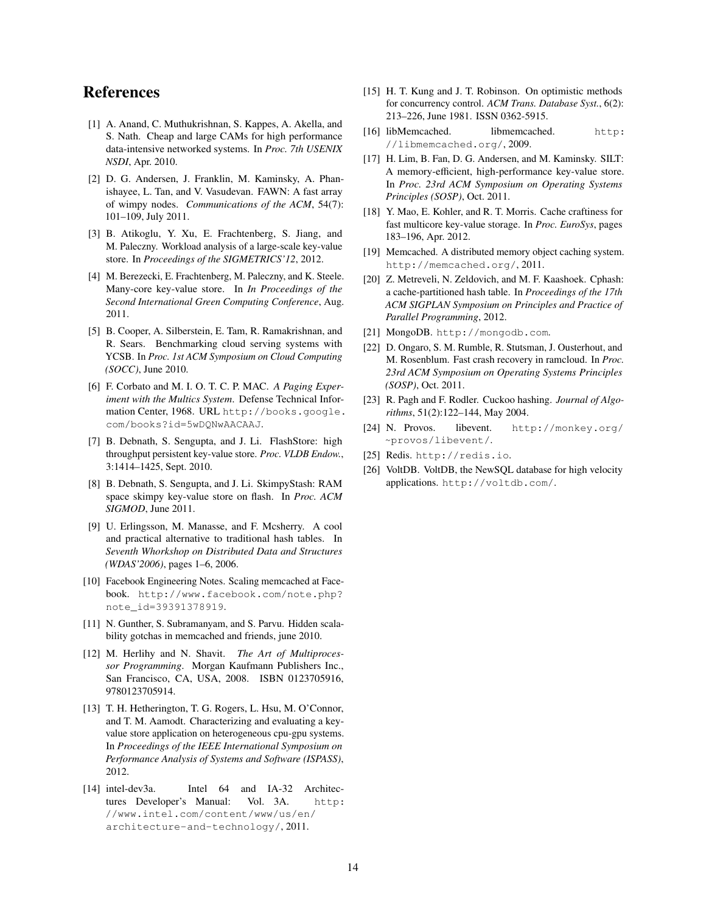# References

[1] A. Anand, C. Muthukrishnan, S. Kappes, A. Akella, and S. Nath. Cheap and large CAMs for high performance data-intensive networked systems. In *Proc. 7th USENIX NSDI*, Apr. 2010.

[2] D. G. Andersen, J. Franklin, M. Kaminsky, A. Phanishayee, L. Tan, and V. Vasudevan. FAWN: A fast array of wimpy nodes. *Communications of the ACM*, 54(7): 101–109, July 2011.

[3] B. Atikoglu, Y. Xu, E. Frachtenberg, S. Jiang, and M. Paleczny. Workload analysis of a large-scale key-value store. In *Proceedings of the SIGMETRICS'12*, 2012.

[4] M. Berezecki, E. Frachtenberg, M. Paleczny, and K. Steele. Many-core key-value store. In *In Proceedings of the Second International Green Computing Conference*, Aug. 2011.

[5] B. Cooper, A. Silberstein, E. Tam, R. Ramakrishnan, and R. Sears. Benchmarking cloud serving systems with YCSB. In *Proc. 1st ACM Symposium on Cloud Computing (SOCC)*, June 2010.

[6] F. Corbato and M. I. O. T. C. P. MAC. *A Paging Experiment with the Multics System*. Defense Technical Information Center, 1968. URL http://books.google.com/books?id=5wDQNwAACAAJ.

[7] B. Debnath, S. Sengupta, and J. Li. FlashStore: high throughput persistent key-value store. *Proc. VLDB Endow.*, 3:1414–1425, Sept. 2010.

[8] B. Debnath, S. Sengupta, and J. Li. SkimpyStash: RAM space skimpy key-value store on flash. In *Proc. ACM SIGMOD*, June 2011.

[9] U. Erlingsson, M. Manasse, and F. Mcsherry. A cool and practical alternative to traditional hash tables. In *Seventh Whorkshop on Distributed Data and Structures (WDAS'2006)*, pages 1–6, 2006.

[10] Facebook Engineering Notes. Scaling memcached at Facebook. http://www.facebook.com/note.php?note_id=39391378919.

[11] N. Gunther, S. Subramanyam, and S. Parvu. Hidden scalability gotchas in memcached and friends, june 2010.

[12] M. Herlihy and N. Shavit. *The Art of Multiprocessor Programming*. Morgan Kaufmann Publishers Inc., San Francisco, CA, USA, 2008. ISBN 0123705916, 9780123705914.

[13] T. H. Hetherington, T. G. Rogers, L. Hsu, M. O'Connor, and T. M. Aamodt. Characterizing and evaluating a key-value store application on heterogeneous cpu-gpu systems. In *Proceedings of the IEEE International Symposium on Performance Analysis of Systems and Software (ISPASS)*, 2012.

[14] intel-dev3a. Intel 64 and IA-32 Architectures Developer's Manual: Vol. 3A. http://www.intel.com/content/www/us/en/architecture-and-technology/, 2011.

[15] H. T. Kung and J. T. Robinson. On optimistic methods for concurrency control. *ACM Trans. Database Syst.*, 6(2): 213–226, June 1981. ISSN 0362-5915.

[16] libMemcached. libmemcached. http://libmemcached.org/, 2009.

[17] H. Lim, B. Fan, D. G. Andersen, and M. Kaminsky. SILT: A memory-efficient, high-performance key-value store. In *Proc. 23rd ACM Symposium on Operating Systems Principles (SOSP)*, Oct. 2011.

[18] Y. Mao, E. Kohler, and R. T. Morris. Cache craftiness for fast multicore key-value storage. In *Proc. EuroSys*, pages 183–196, Apr. 2012.

[19] Memcached. A distributed memory object caching system. http://memcached.org/, 2011.

[20] Z. Metreveli, N. Zeldovich, and M. F. Kaashoek. Cphash: a cache-partitioned hash table. In *Proceedings of the 17th ACM SIGPLAN Symposium on Principles and Practice of Parallel Programming*, 2012.

[21] MongoDB. http://mongodb.com.

[22] D. Ongaro, S. M. Rumble, R. Stutsman, J. Ousterhout, and M. Rosenblum. Fast crash recovery in ramcloud. In *Proc. 23rd ACM Symposium on Operating Systems Principles (SOSP)*, Oct. 2011.

[23] R. Pagh and F. Rodler. Cuckoo hashing. *Journal of Algorithms*, 51(2):122–144, May 2004.

[24] N. Provos. libevent. http://monkey.org/~provos/libevent/.

[25] Redis. http://redis.io.

[26] VoltDB. VoltDB, the NewSQL database for high velocity applications. http://voltdb.com/.